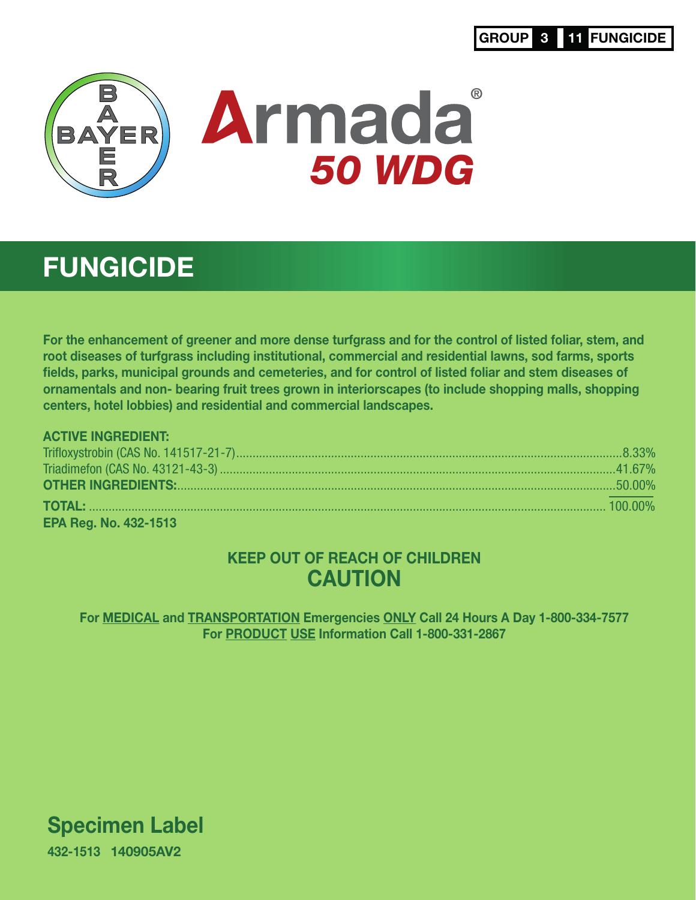**GROUP 3 11 FUNGICIDE**

BAYER

# Armada® 50 WDG

## FUNGICIDE

**For the enhancement of greener and more dense turfgrass and for the control of listed foliar, stem, and root diseases of turfgrass including institutional, commercial and residential lawns, sod farms, sports fields, parks, municipal grounds and cemeteries, and for control of listed foliar and stem diseases of ornamentals and non- bearing fruit trees grown in interiorscapes (to include shopping malls, shopping centers, hotel lobbies) and residential and commercial landscapes.**

| **ACTIVE INGREDIENT:** | |
|---|---|
| Trifloxystrobin (CAS No. 141517-21-7) | 8.33% |
| Triadimefon (CAS No. 43121-43-3) | 41.67% |
| **OTHER INGREDIENTS:** | 50.00% |
| **TOTAL:** | 100.00% |

**EPA Reg. No. 432-1513**

**KEEP OUT OF REACH OF CHILDREN**
## CAUTION

**For MEDICAL and TRANSPORTATION Emergencies ONLY Call 24 Hours A Day 1-800-334-7577**
**For PRODUCT USE Information Call 1-800-331-2867**

**Specimen Label**

**432-1513 140905AV2**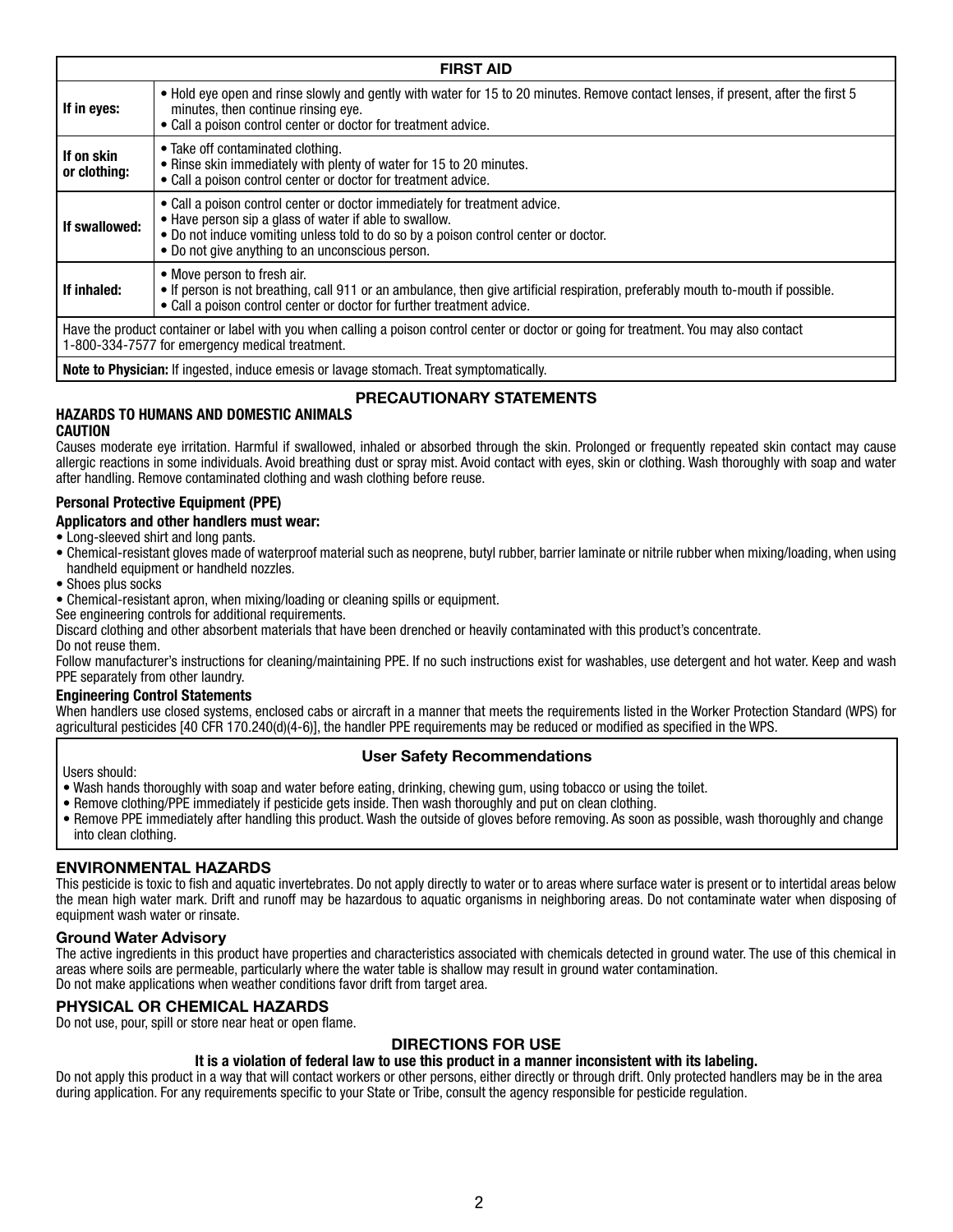| FIRST AID | |
|---|---|
| **If in eyes:** | • Hold eye open and rinse slowly and gently with water for 15 to 20 minutes. Remove contact lenses, if present, after the first 5 minutes, then continue rinsing eye.<br>• Call a poison control center or doctor for treatment advice. |
| **If on skin or clothing:** | • Take off contaminated clothing.<br>• Rinse skin immediately with plenty of water for 15 to 20 minutes.<br>• Call a poison control center or doctor for treatment advice. |
| **If swallowed:** | • Call a poison control center or doctor immediately for treatment advice.<br>• Have person sip a glass of water if able to swallow.<br>• Do not induce vomiting unless told to do so by a poison control center or doctor.<br>• Do not give anything to an unconscious person. |
| **If inhaled:** | • Move person to fresh air.<br>• If person is not breathing, call 911 or an ambulance, then give artificial respiration, preferably mouth to-mouth if possible.<br>• Call a poison control center or doctor for further treatment advice. |
| Have the product container or label with you when calling a poison control center or doctor or going for treatment. You may also contact 1-800-334-7577 for emergency medical treatment. | |
| **Note to Physician:** If ingested, induce emesis or lavage stomach. Treat symptomatically. | |

## PRECAUTIONARY STATEMENTS

### HAZARDS TO HUMANS AND DOMESTIC ANIMALS

**CAUTION**

Causes moderate eye irritation. Harmful if swallowed, inhaled or absorbed through the skin. Prolonged or frequently repeated skin contact may cause allergic reactions in some individuals. Avoid breathing dust or spray mist. Avoid contact with eyes, skin or clothing. Wash thoroughly with soap and water after handling. Remove contaminated clothing and wash clothing before reuse.

**Personal Protective Equipment (PPE)**

**Applicators and other handlers must wear:**

- Long-sleeved shirt and long pants.
- Chemical-resistant gloves made of waterproof material such as neoprene, butyl rubber, barrier laminate or nitrile rubber when mixing/loading, when using handheld equipment or handheld nozzles.
- Shoes plus socks
- Chemical-resistant apron, when mixing/loading or cleaning spills or equipment.

See engineering controls for additional requirements.

Discard clothing and other absorbent materials that have been drenched or heavily contaminated with this product's concentrate.

Do not reuse them.

Follow manufacturer's instructions for cleaning/maintaining PPE. If no such instructions exist for washables, use detergent and hot water. Keep and wash PPE separately from other laundry.

**Engineering Control Statements**

When handlers use closed systems, enclosed cabs or aircraft in a manner that meets the requirements listed in the Worker Protection Standard (WPS) for agricultural pesticides [40 CFR 170.240(d)(4-6)], the handler PPE requirements may be reduced or modified as specified in the WPS.

### User Safety Recommendations

Users should:

- Wash hands thoroughly with soap and water before eating, drinking, chewing gum, using tobacco or using the toilet.
- Remove clothing/PPE immediately if pesticide gets inside. Then wash thoroughly and put on clean clothing.
- Remove PPE immediately after handling this product. Wash the outside of gloves before removing. As soon as possible, wash thoroughly and change into clean clothing.

### ENVIRONMENTAL HAZARDS

This pesticide is toxic to fish and aquatic invertebrates. Do not apply directly to water or to areas where surface water is present or to intertidal areas below the mean high water mark. Drift and runoff may be hazardous to aquatic organisms in neighboring areas. Do not contaminate water when disposing of equipment wash water or rinsate.

### Ground Water Advisory

The active ingredients in this product have properties and characteristics associated with chemicals detected in ground water. The use of this chemical in areas where soils are permeable, particularly where the water table is shallow may result in ground water contamination.

Do not make applications when weather conditions favor drift from target area.

### PHYSICAL OR CHEMICAL HAZARDS

Do not use, pour, spill or store near heat or open flame.

## DIRECTIONS FOR USE

**It is a violation of federal law to use this product in a manner inconsistent with its labeling.**

Do not apply this product in a way that will contact workers or other persons, either directly or through drift. Only protected handlers may be in the area during application. For any requirements specific to your State or Tribe, consult the agency responsible for pesticide regulation.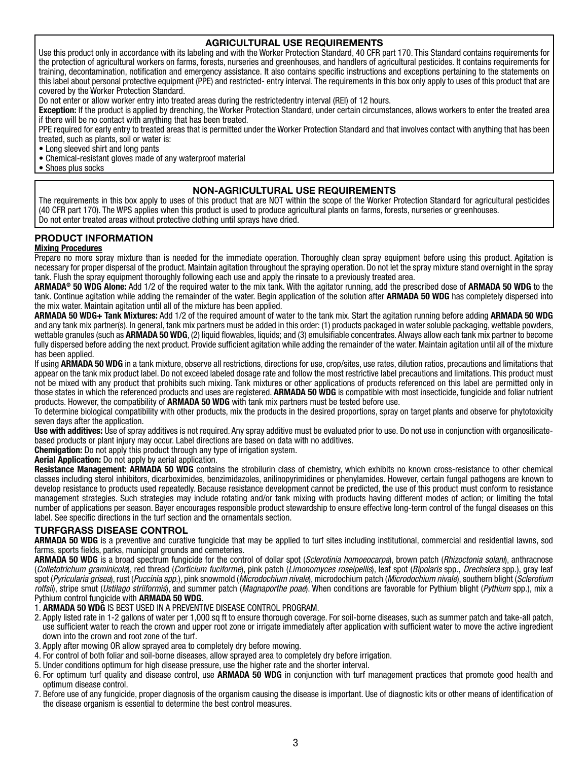## AGRICULTURAL USE REQUIREMENTS

Use this product only in accordance with its labeling and with the Worker Protection Standard, 40 CFR part 170. This Standard contains requirements for the protection of agricultural workers on farms, forests, nurseries and greenhouses, and handlers of agricultural pesticides. It contains requirements for training, decontamination, notification and emergency assistance. It also contains specific instructions and exceptions pertaining to the statements on this label about personal protective equipment (PPE) and restricted- entry interval. The requirements in this box only apply to uses of this product that are covered by the Worker Protection Standard.

Do not enter or allow worker entry into treated areas during the restrictedentry interval (REI) of 12 hours.

**Exception:** If the product is applied by drenching, the Worker Protection Standard, under certain circumstances, allows workers to enter the treated area if there will be no contact with anything that has been treated.

PPE required for early entry to treated areas that is permitted under the Worker Protection Standard and that involves contact with anything that has been treated, such as plants, soil or water is:

- Long sleeved shirt and long pants
- Chemical-resistant gloves made of any waterproof material
- Shoes plus socks

## NON-AGRICULTURAL USE REQUIREMENTS

The requirements in this box apply to uses of this product that are NOT within the scope of the Worker Protection Standard for agricultural pesticides (40 CFR part 170). The WPS applies when this product is used to produce agricultural plants on farms, forests, nurseries or greenhouses.

Do not enter treated areas without protective clothing until sprays have dried.

## PRODUCT INFORMATION

### Mixing Procedures

Prepare no more spray mixture than is needed for the immediate operation. Thoroughly clean spray equipment before using this product. Agitation is necessary for proper dispersal of the product. Maintain agitation throughout the spraying operation. Do not let the spray mixture stand overnight in the spray tank. Flush the spray equipment thoroughly following each use and apply the rinsate to a previously treated area.

**ARMADA® 50 WDG Alone:** Add 1/2 of the required water to the mix tank. With the agitator running, add the prescribed dose of **ARMADA 50 WDG** to the tank. Continue agitation while adding the remainder of the water. Begin application of the solution after **ARMADA 50 WDG** has completely dispersed into the mix water. Maintain agitation until all of the mixture has been applied.

**ARMADA 50 WDG+ Tank Mixtures:** Add 1/2 of the required amount of water to the tank mix. Start the agitation running before adding **ARMADA 50 WDG** and any tank mix partner(s). In general, tank mix partners must be added in this order: (1) products packaged in water soluble packaging, wettable powders, wettable granules (such as **ARMADA 50 WDG**, (2) liquid flowables, liquids; and (3) emulsifiable concentrates. Always allow each tank mix partner to become fully dispersed before adding the next product. Provide sufficient agitation while adding the remainder of the water. Maintain agitation until all of the mixture has been applied.

If using **ARMADA 50 WDG** in a tank mixture, observe all restrictions, directions for use, crop/sites, use rates, dilution ratios, precautions and limitations that appear on the tank mix product label. Do not exceed labeled dosage rate and follow the most restrictive label precautions and limitations. This product must not be mixed with any product that prohibits such mixing. Tank mixtures or other applications of products referenced on this label are permitted only in those states in which the referenced products and uses are registered. **ARMADA 50 WDG** is compatible with most insecticide, fungicide and foliar nutrient products. However, the compatibility of **ARMADA 50 WDG** with tank mix partners must be tested before use.

To determine biological compatibility with other products, mix the products in the desired proportions, spray on target plants and observe for phytotoxicity seven days after the application.

**Use with additives:** Use of spray additives is not required. Any spray additive must be evaluated prior to use. Do not use in conjunction with organosilicate-based products or plant injury may occur. Label directions are based on data with no additives.

**Chemigation:** Do not apply this product through any type of irrigation system.

**Aerial Application:** Do not apply by aerial application.

**Resistance Management: ARMADA 50 WDG** contains the strobilurin class of chemistry, which exhibits no known cross-resistance to other chemical classes including sterol inhibitors, dicarboximides, benzimidazoles, anilinopyrimidines or phenylamides. However, certain fungal pathogens are known to develop resistance to products used repeatedly. Because resistance development cannot be predicted, the use of this product must conform to resistance management strategies. Such strategies may include rotating and/or tank mixing with products having different modes of action; or limiting the total number of applications per season. Bayer encourages responsible product stewardship to ensure effective long-term control of the fungal diseases on this label. See specific directions in the turf section and the ornamentals section.

## TURFGRASS DISEASE CONTROL

**ARMADA 50 WDG** is a preventive and curative fungicide that may be applied to turf sites including institutional, commercial and residential lawns, sod farms, sports fields, parks, municipal grounds and cemeteries.

**ARMADA 50 WDG** is a broad spectrum fungicide for the control of dollar spot (*Sclerotinia homoeocarpa*), brown patch (*Rhizoctonia solani*), anthracnose (*Colletotrichum graminicola*), red thread (*Corticium fuciforme*), pink patch (*Limonomyces roseipellis*), leaf spot (*Bipolaris* spp., *Drechslera* spp.), gray leaf spot (*Pyricularia grisea*), rust (*Puccinia spp.*), pink snowmold (*Microdochium nivale*), microdochium patch (*Microdochium nivale*), southern blight (*Sclerotium rolfsii*), stripe smut (*Ustilago striiformis*), and summer patch (*Magnaporthe poae*). When conditions are favorable for Pythium blight (*Pythium* spp.), mix a Pythium control fungicide with **ARMADA 50 WDG**.

1. **ARMADA 50 WDG** IS BEST USED IN A PREVENTIVE DISEASE CONTROL PROGRAM.
2. Apply listed rate in 1-2 gallons of water per 1,000 sq ft to ensure thorough coverage. For soil-borne diseases, such as summer patch and take-all patch, use sufficient water to reach the crown and upper root zone or irrigate immediately after application with sufficient water to move the active ingredient down into the crown and root zone of the turf.
3. Apply after mowing OR allow sprayed area to completely dry before mowing.
4. For control of both foliar and soil-borne diseases, allow sprayed area to completely dry before irrigation.
5. Under conditions optimum for high disease pressure, use the higher rate and the shorter interval.
6. For optimum turf quality and disease control, use **ARMADA 50 WDG** in conjunction with turf management practices that promote good health and optimum disease control.
7. Before use of any fungicide, proper diagnosis of the organism causing the disease is important. Use of diagnostic kits or other means of identification of the disease organism is essential to determine the best control measures.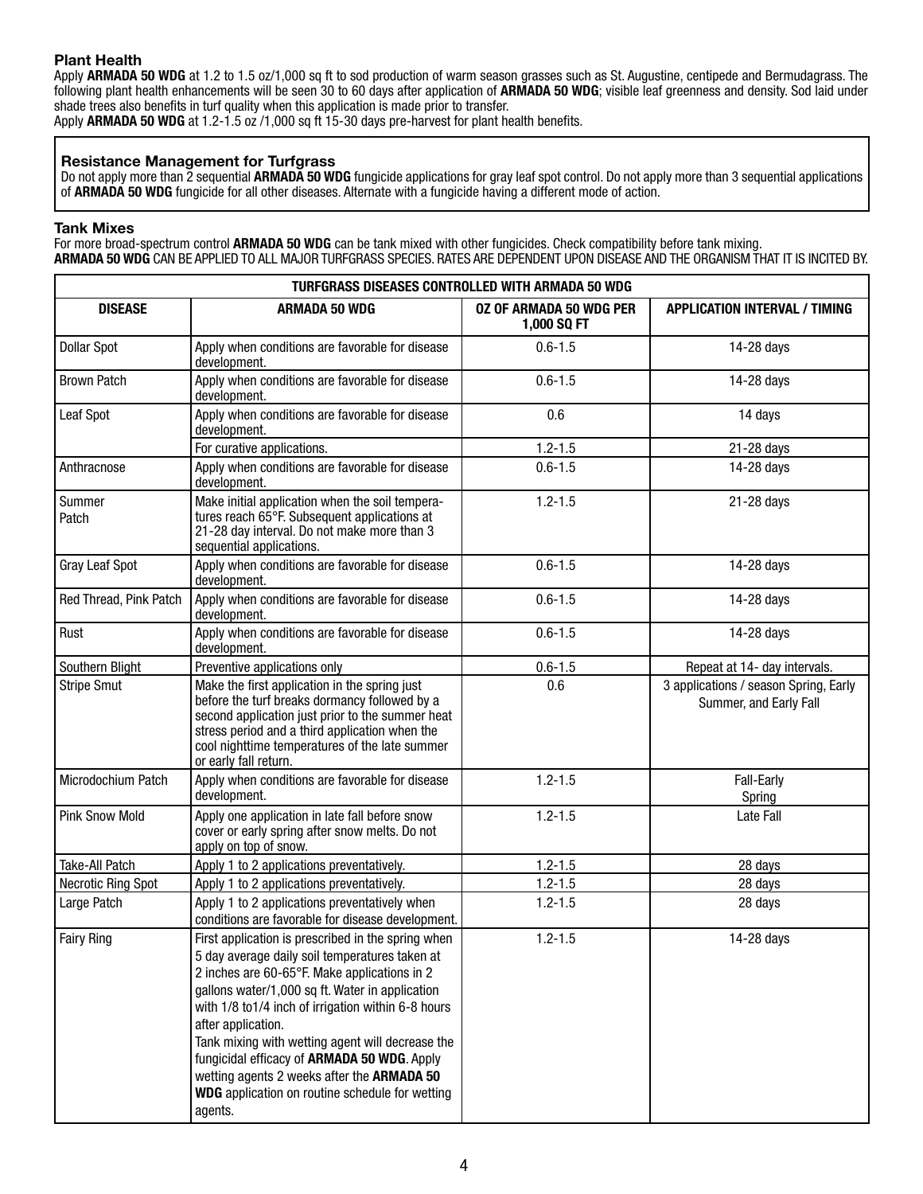### Plant Health

Apply **ARMADA 50 WDG** at 1.2 to 1.5 oz/1,000 sq ft to sod production of warm season grasses such as St. Augustine, centipede and Bermudagrass. The following plant health enhancements will be seen 30 to 60 days after application of **ARMADA 50 WDG**; visible leaf greenness and density. Sod laid under shade trees also benefits in turf quality when this application is made prior to transfer.

Apply **ARMADA 50 WDG** at 1.2-1.5 oz /1,000 sq ft 15-30 days pre-harvest for plant health benefits.

### Resistance Management for Turfgrass

Do not apply more than 2 sequential **ARMADA 50 WDG** fungicide applications for gray leaf spot control. Do not apply more than 3 sequential applications of **ARMADA 50 WDG** fungicide for all other diseases. Alternate with a fungicide having a different mode of action.

### Tank Mixes

For more broad-spectrum control **ARMADA 50 WDG** can be tank mixed with other fungicides. Check compatibility before tank mixing.

**ARMADA 50 WDG** CAN BE APPLIED TO ALL MAJOR TURFGRASS SPECIES. RATES ARE DEPENDENT UPON DISEASE AND THE ORGANISM THAT IT IS INCITED BY.

| TURFGRASS DISEASES CONTROLLED WITH ARMADA 50 WDG | | | |
|---|---|---|---|
| **DISEASE** | **ARMADA 50 WDG** | **OZ OF ARMADA 50 WDG PER 1,000 SQ FT** | **APPLICATION INTERVAL / TIMING** |
| Dollar Spot | Apply when conditions are favorable for disease development. | 0.6-1.5 | 14-28 days |
| Brown Patch | Apply when conditions are favorable for disease development. | 0.6-1.5 | 14-28 days |
| Leaf Spot | Apply when conditions are favorable for disease development. | 0.6 | 14 days |
| | For curative applications. | 1.2-1.5 | 21-28 days |
| Anthracnose | Apply when conditions are favorable for disease development. | 0.6-1.5 | 14-28 days |
| Summer Patch | Make initial application when the soil temperatures reach 65°F. Subsequent applications at 21-28 day interval. Do not make more than 3 sequential applications. | 1.2-1.5 | 21-28 days |
| Gray Leaf Spot | Apply when conditions are favorable for disease development. | 0.6-1.5 | 14-28 days |
| Red Thread, Pink Patch | Apply when conditions are favorable for disease development. | 0.6-1.5 | 14-28 days |
| Rust | Apply when conditions are favorable for disease development. | 0.6-1.5 | 14-28 days |
| Southern Blight | Preventive applications only | 0.6-1.5 | Repeat at 14- day intervals. |
| Stripe Smut | Make the first application in the spring just before the turf breaks dormancy followed by a second application just prior to the summer heat stress period and a third application when the cool nighttime temperatures of the late summer or early fall return. | 0.6 | 3 applications / season Spring, Early Summer, and Early Fall |
| Microdochium Patch | Apply when conditions are favorable for disease development. | 1.2-1.5 | Fall-Early Spring |
| Pink Snow Mold | Apply one application in late fall before snow cover or early spring after snow melts. Do not apply on top of snow. | 1.2-1.5 | Late Fall |
| Take-All Patch | Apply 1 to 2 applications preventatively. | 1.2-1.5 | 28 days |
| Necrotic Ring Spot | Apply 1 to 2 applications preventatively. | 1.2-1.5 | 28 days |
| Large Patch | Apply 1 to 2 applications preventatively when conditions are favorable for disease development. | 1.2-1.5 | 28 days |
| Fairy Ring | First application is prescribed in the spring when 5 day average daily soil temperatures taken at 2 inches are 60-65°F. Make applications in 2 gallons water/1,000 sq ft. Water in application with 1/8 to1/4 inch of irrigation within 6-8 hours after application. Tank mixing with wetting agent will decrease the fungicidal efficacy of **ARMADA 50 WDG**. Apply wetting agents 2 weeks after the **ARMADA 50 WDG** application on routine schedule for wetting agents. | 1.2-1.5 | 14-28 days |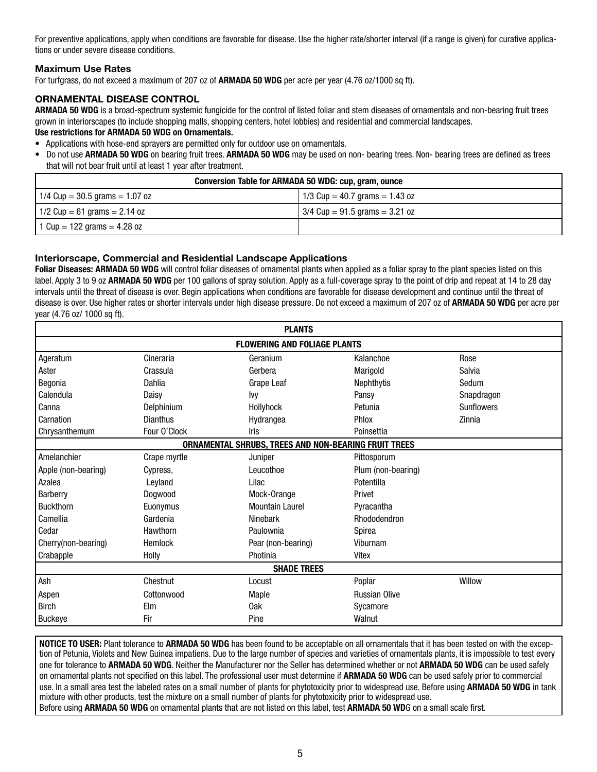For preventive applications, apply when conditions are favorable for disease. Use the higher rate/shorter interval (if a range is given) for curative applications or under severe disease conditions.

### Maximum Use Rates

For turfgrass, do not exceed a maximum of 207 oz of **ARMADA 50 WDG** per acre per year (4.76 oz/1000 sq ft).

## ORNAMENTAL DISEASE CONTROL

**ARMADA 50 WDG** is a broad-spectrum systemic fungicide for the control of listed foliar and stem diseases of ornamentals and non-bearing fruit trees grown in interiorscapes (to include shopping malls, shopping centers, hotel lobbies) and residential and commercial landscapes.

**Use restrictions for ARMADA 50 WDG on Ornamentals.**

- Applications with hose-end sprayers are permitted only for outdoor use on ornamentals.
- Do not use **ARMADA 50 WDG** on bearing fruit trees. **ARMADA 50 WDG** may be used on non- bearing trees. Non- bearing trees are defined as trees that will not bear fruit until at least 1 year after treatment.

| Conversion Table for ARMADA 50 WDG: cup, gram, ounce | |
|---|---|
| 1/4 Cup = 30.5 grams = 1.07 oz | 1/3 Cup = 40.7 grams = 1.43 oz |
| 1/2 Cup = 61 grams = 2.14 oz | 3/4 Cup = 91.5 grams = 3.21 oz |
| 1 Cup = 122 grams = 4.28 oz | |

### Interiorscape, Commercial and Residential Landscape Applications

**Foliar Diseases: ARMADA 50 WDG** will control foliar diseases of ornamental plants when applied as a foliar spray to the plant species listed on this label. Apply 3 to 9 oz **ARMADA 50 WDG** per 100 gallons of spray solution. Apply as a full-coverage spray to the point of drip and repeat at 14 to 28 day intervals until the threat of disease is over. Begin applications when conditions are favorable for disease development and continue until the threat of disease is over. Use higher rates or shorter intervals under high disease pressure. Do not exceed a maximum of 207 oz of **ARMADA 50 WDG** per acre per year (4.76 oz/ 1000 sq ft).

| PLANTS | | | | |
|---|---|---|---|---|
| **FLOWERING AND FOLIAGE PLANTS** | | | | |
| Ageratum | Cineraria | Geranium | Kalanchoe | Rose |
| Aster | Crassula | Gerbera | Marigold | Salvia |
| Begonia | Dahlia | Grape Leaf | Nephthytis | Sedum |
| Calendula | Daisy | Ivy | Pansy | Snapdragon |
| Canna | Delphinium | Hollyhock | Petunia | Sunflowers |
| Carnation | Dianthus | Hydrangea | Phlox | Zinnia |
| Chrysanthemum | Four O'Clock | Iris | Poinsettia | |
| **ORNAMENTAL SHRUBS, TREES AND NON-BEARING FRUIT TREES** | | | | |
| Amelanchier | Crape myrtle | Juniper | Pittosporum | |
| Apple (non-bearing) | Cypress, | Leucothoe | Plum (non-bearing) | |
| Azalea | Leyland | Lilac | Potentilla | |
| Barberry | Dogwood | Mock-Orange | Privet | |
| Buckthorn | Euonymus | Mountain Laurel | Pyracantha | |
| Camellia | Gardenia | Ninebark | Rhododendron | |
| Cedar | Hawthorn | Paulownia | Spirea | |
| Cherry(non-bearing) | Hemlock | Pear (non-bearing) | Viburnam | |
| Crabapple | Holly | Photinia | Vitex | |
| **SHADE TREES** | | | | |
| Ash | Chestnut | Locust | Poplar | Willow |
| Aspen | Cottonwood | Maple | Russian Olive | |
| Birch | Elm | Oak | Sycamore | |
| Buckeye | Fir | Pine | Walnut | |

**NOTICE TO USER:** Plant tolerance to **ARMADA 50 WDG** has been found to be acceptable on all ornamentals that it has been tested on with the exception of Petunia, Violets and New Guinea impatiens. Due to the large number of species and varieties of ornamentals plants, it is impossible to test every one for tolerance to **ARMADA 50 WDG**. Neither the Manufacturer nor the Seller has determined whether or not **ARMADA 50 WDG** can be used safely on ornamental plants not specified on this label. The professional user must determine if **ARMADA 50 WDG** can be used safely prior to commercial use. In a small area test the labeled rates on a small number of plants for phytotoxicity prior to widespread use. Before using **ARMADA 50 WDG** in tank mixture with other products, test the mixture on a small number of plants for phytotoxicity prior to widespread use.
Before using **ARMADA 50 WDG** on ornamental plants that are not listed on this label, test **ARMADA 50 WDG** on a small scale first.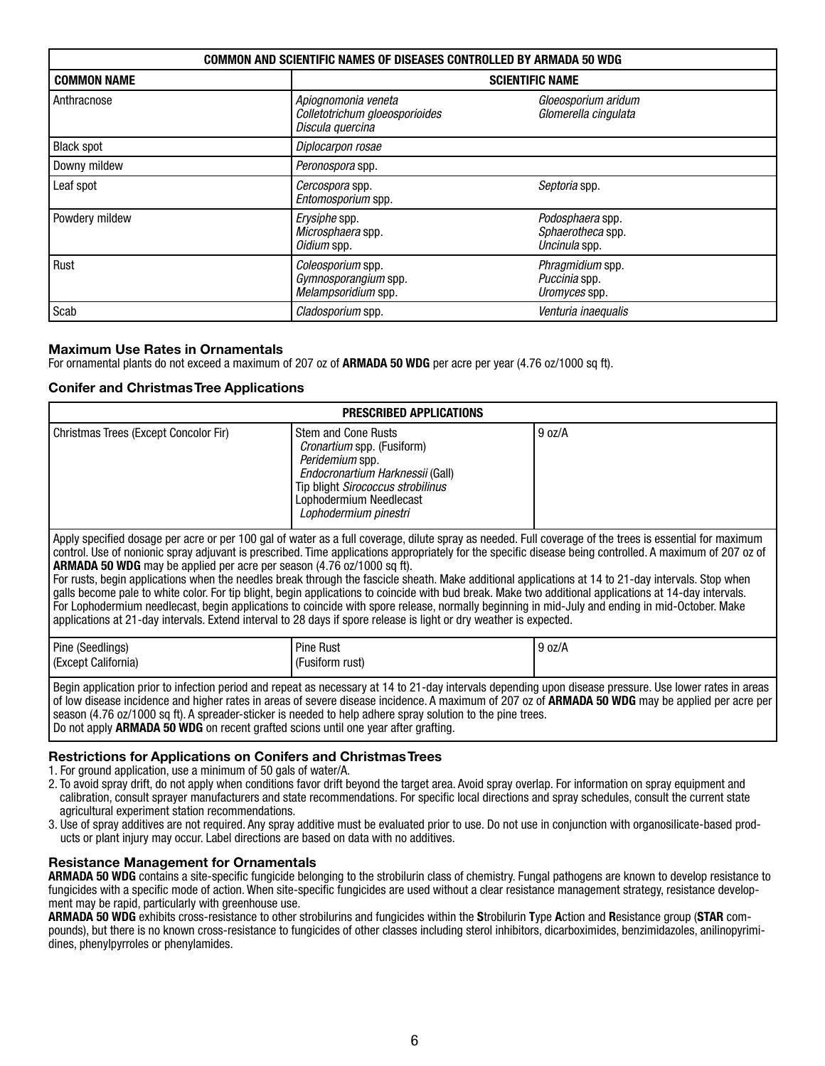| COMMON AND SCIENTIFIC NAMES OF DISEASES CONTROLLED BY ARMADA 50 WDG | | |
|---|---|---|
| **COMMON NAME** | **SCIENTIFIC NAME** | |
| Anthracnose | *Apiognomonia veneta*<br>*Colletotrichum gloeosporioides*<br>*Discula quercina* | *Gloeosporium aridum*<br>*Glomerella cingulata* |
| Black spot | *Diplocarpon rosae* | |
| Downy mildew | *Peronospora* spp. | |
| Leaf spot | *Cercospora* spp.<br>*Entomosporium* spp. | *Septoria* spp. |
| Powdery mildew | *Erysiphe* spp.<br>*Microsphaera* spp.<br>*Oidium* spp. | *Podosphaera* spp.<br>*Sphaerotheca* spp.<br>*Uncinula* spp. |
| Rust | *Coleosporium* spp.<br>*Gymnosporangium* spp.<br>*Melampsoridium* spp. | *Phragmidium* spp.<br>*Puccinia* spp.<br>*Uromyces* spp. |
| Scab | *Cladosporium* spp. | *Venturia inaequalis* |

### Maximum Use Rates in Ornamentals

For ornamental plants do not exceed a maximum of 207 oz of **ARMADA 50 WDG** per acre per year (4.76 oz/1000 sq ft).

### Conifer and Christmas Tree Applications

| PRESCRIBED APPLICATIONS | | |
|---|---|---|
| Christmas Trees (Except Concolor Fir) | Stem and Cone Rusts<br>*Cronartium* spp. (Fusiform)<br>*Peridemium* spp.<br>*Endocronartium Harknessii* (Gall)<br>Tip blight *Sirococcus strobilinus*<br>Lophodermium Needlecast<br>*Lophodermium pinestri* | 9 oz/A |
| Apply specified dosage per acre or per 100 gal of water as a full coverage, dilute spray as needed. Full coverage of the trees is essential for maximum control. Use of nonionic spray adjuvant is prescribed. Time applications appropriately for the specific disease being controlled. A maximum of 207 oz of **ARMADA 50 WDG** may be applied per acre per season (4.76 oz/1000 sq ft).<br>For rusts, begin applications when the needles break through the fascicle sheath. Make additional applications at 14 to 21-day intervals. Stop when galls become pale to white color. For tip blight, begin applications to coincide with bud break. Make two additional applications at 14-day intervals.<br>For Lophodermium needlecast, begin applications to coincide with spore release, normally beginning in mid-July and ending in mid-October. Make applications at 21-day intervals. Extend interval to 28 days if spore release is light or dry weather is expected. | | |
| Pine (Seedlings)<br>(Except California) | Pine Rust<br>(Fusiform rust) | 9 oz/A |
| Begin application prior to infection period and repeat as necessary at 14 to 21-day intervals depending upon disease pressure. Use lower rates in areas of low disease incidence and higher rates in areas of severe disease incidence. A maximum of 207 oz of **ARMADA 50 WDG** may be applied per acre per season (4.76 oz/1000 sq ft). A spreader-sticker is needed to help adhere spray solution to the pine trees.<br>Do not apply **ARMADA 50 WDG** on recent grafted scions until one year after grafting. | | |

### Restrictions for Applications on Conifers and Christmas Trees

1. For ground application, use a minimum of 50 gals of water/A.
2. To avoid spray drift, do not apply when conditions favor drift beyond the target area. Avoid spray overlap. For information on spray equipment and calibration, consult sprayer manufacturers and state recommendations. For specific local directions and spray schedules, consult the current state agricultural experiment station recommendations.
3. Use of spray additives are not required. Any spray additive must be evaluated prior to use. Do not use in conjunction with organosilicate-based products or plant injury may occur. Label directions are based on data with no additives.

### Resistance Management for Ornamentals

**ARMADA 50 WDG** contains a site-specific fungicide belonging to the strobilurin class of chemistry. Fungal pathogens are known to develop resistance to fungicides with a specific mode of action. When site-specific fungicides are used without a clear resistance management strategy, resistance development may be rapid, particularly with greenhouse use.

**ARMADA 50 WDG** exhibits cross-resistance to other strobilurins and fungicides within the **S**trobilurin **T**ype **A**ction and **R**esistance group (**STAR** compounds), but there is no known cross-resistance to fungicides of other classes including sterol inhibitors, dicarboximides, benzimidazoles, anilinopyrimidines, phenylpyrroles or phenylamides.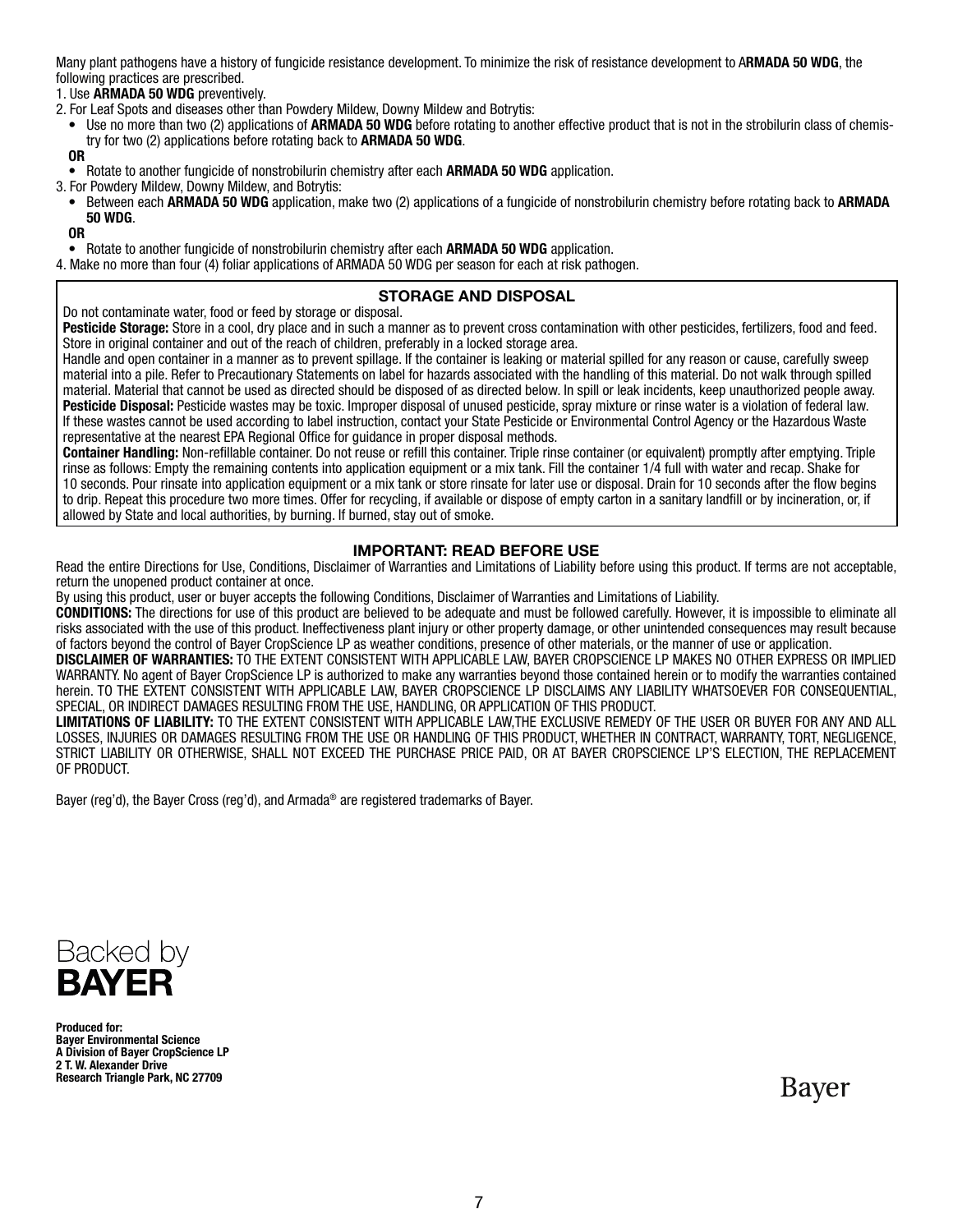Many plant pathogens have a history of fungicide resistance development. To minimize the risk of resistance development to A**RMADA 50 WDG**, the following practices are prescribed.

1. Use **ARMADA 50 WDG** preventively.
2. For Leaf Spots and diseases other than Powdery Mildew, Downy Mildew and Botrytis:
   - Use no more than two (2) applications of **ARMADA 50 WDG** before rotating to another effective product that is not in the strobilurin class of chemistry for two (2) applications before rotating back to **ARMADA 50 WDG**.

   **OR**

   - Rotate to another fungicide of nonstrobilurin chemistry after each **ARMADA 50 WDG** application.
3. For Powdery Mildew, Downy Mildew, and Botrytis:
   - Between each **ARMADA 50 WDG** application, make two (2) applications of a fungicide of nonstrobilurin chemistry before rotating back to **ARMADA 50 WDG**.

   **OR**

   - Rotate to another fungicide of nonstrobilurin chemistry after each **ARMADA 50 WDG** application.
4. Make no more than four (4) foliar applications of ARMADA 50 WDG per season for each at risk pathogen.

## STORAGE AND DISPOSAL

Do not contaminate water, food or feed by storage or disposal.

**Pesticide Storage:** Store in a cool, dry place and in such a manner as to prevent cross contamination with other pesticides, fertilizers, food and feed. Store in original container and out of the reach of children, preferably in a locked storage area.

Handle and open container in a manner as to prevent spillage. If the container is leaking or material spilled for any reason or cause, carefully sweep material into a pile. Refer to Precautionary Statements on label for hazards associated with the handling of this material. Do not walk through spilled material. Material that cannot be used as directed should be disposed of as directed below. In spill or leak incidents, keep unauthorized people away.

**Pesticide Disposal:** Pesticide wastes may be toxic. Improper disposal of unused pesticide, spray mixture or rinse water is a violation of federal law. If these wastes cannot be used according to label instruction, contact your State Pesticide or Environmental Control Agency or the Hazardous Waste representative at the nearest EPA Regional Office for guidance in proper disposal methods.

**Container Handling:** Non-refillable container. Do not reuse or refill this container. Triple rinse container (or equivalent) promptly after emptying. Triple rinse as follows: Empty the remaining contents into application equipment or a mix tank. Fill the container 1/4 full with water and recap. Shake for 10 seconds. Pour rinsate into application equipment or a mix tank or store rinsate for later use or disposal. Drain for 10 seconds after the flow begins to drip. Repeat this procedure two more times. Offer for recycling, if available or dispose of empty carton in a sanitary landfill or by incineration, or, if allowed by State and local authorities, by burning. If burned, stay out of smoke.

## IMPORTANT: READ BEFORE USE

Read the entire Directions for Use, Conditions, Disclaimer of Warranties and Limitations of Liability before using this product. If terms are not acceptable, return the unopened product container at once.

By using this product, user or buyer accepts the following Conditions, Disclaimer of Warranties and Limitations of Liability.

**CONDITIONS:** The directions for use of this product are believed to be adequate and must be followed carefully. However, it is impossible to eliminate all risks associated with the use of this product. Ineffectiveness plant injury or other property damage, or other unintended consequences may result because of factors beyond the control of Bayer CropScience LP as weather conditions, presence of other materials, or the manner of use or application.

**DISCLAIMER OF WARRANTIES:** TO THE EXTENT CONSISTENT WITH APPLICABLE LAW, BAYER CROPSCIENCE LP MAKES NO OTHER EXPRESS OR IMPLIED WARRANTY. No agent of Bayer CropScience LP is authorized to make any warranties beyond those contained herein or to modify the warranties contained herein. TO THE EXTENT CONSISTENT WITH APPLICABLE LAW, BAYER CROPSCIENCE LP DISCLAIMS ANY LIABILITY WHATSOEVER FOR CONSEQUENTIAL, SPECIAL, OR INDIRECT DAMAGES RESULTING FROM THE USE, HANDLING, OR APPLICATION OF THIS PRODUCT.

**LIMITATIONS OF LIABILITY:** TO THE EXTENT CONSISTENT WITH APPLICABLE LAW,THE EXCLUSIVE REMEDY OF THE USER OR BUYER FOR ANY AND ALL LOSSES, INJURIES OR DAMAGES RESULTING FROM THE USE OR HANDLING OF THIS PRODUCT, WHETHER IN CONTRACT, WARRANTY, TORT, NEGLIGENCE, STRICT LIABILITY OR OTHERWISE, SHALL NOT EXCEED THE PURCHASE PRICE PAID, OR AT BAYER CROPSCIENCE LP'S ELECTION, THE REPLACEMENT OF PRODUCT.

Bayer (reg'd), the Bayer Cross (reg'd), and Armada® are registered trademarks of Bayer.

Backed by
**BAYER**

**Produced for:**
**Bayer Environmental Science**
**A Division of Bayer CropScience LP**
**2 T. W. Alexander Drive**
**Research Triangle Park, NC 27709**

Bayer